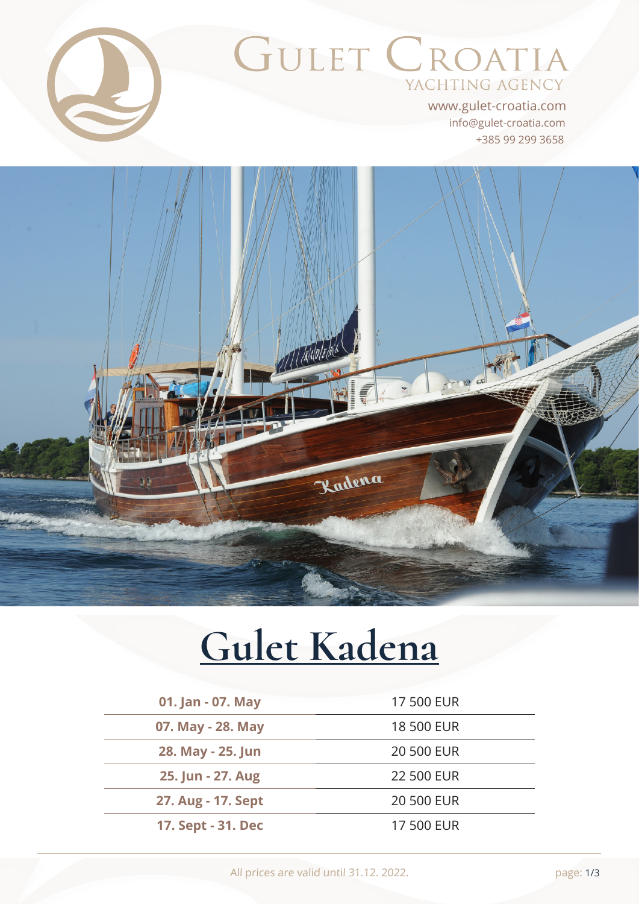# GULET CROATIA
YACHTING AGENCY

www.gulet-croatia.com
info@gulet-croatia.com
+385 99 299 3658

# Gulet Kadena

| | |
|---|---|
| **01. Jan - 07. May** | 17 500 EUR |
| **07. May - 28. May** | 18 500 EUR |
| **28. May - 25. Jun** | 20 500 EUR |
| **25. Jun - 27. Aug** | 22 500 EUR |
| **27. Aug - 17. Sept** | 20 500 EUR |
| **17. Sept - 31. Dec** | 17 500 EUR |

All prices are valid until 31.12. 2022.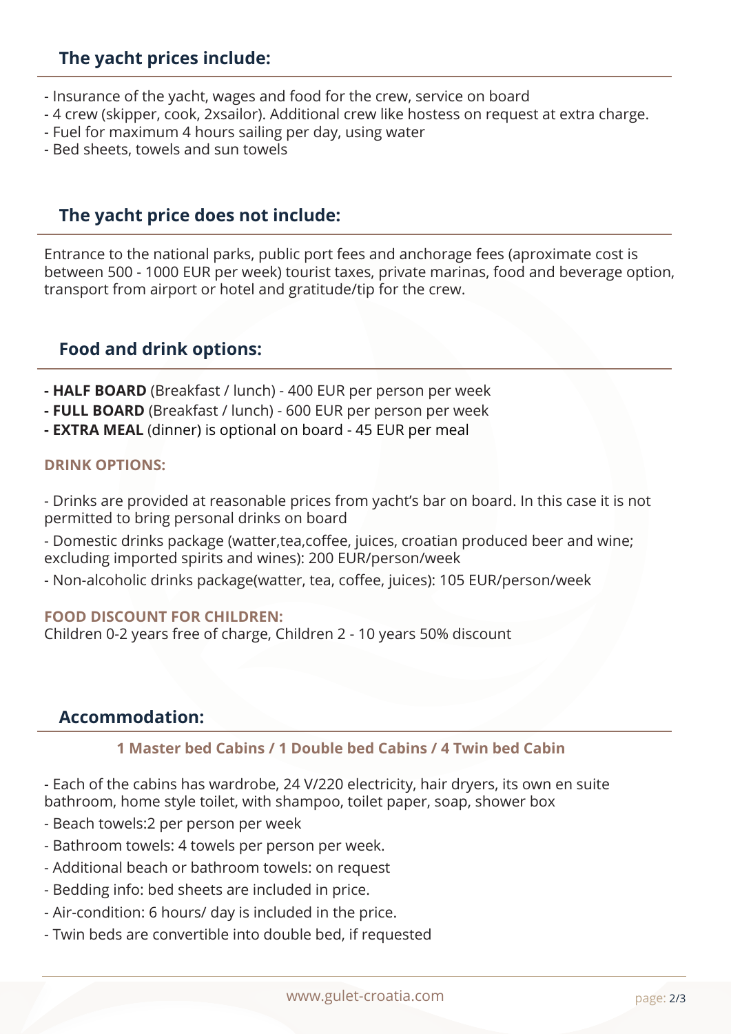## The yacht prices include:

- Insurance of the yacht, wages and food for the crew, service on board
- 4 crew (skipper, cook, 2xsailor). Additional crew like hostess on request at extra charge.
- Fuel for maximum 4 hours sailing per day, using water
- Bed sheets, towels and sun towels

## The yacht price does not include:

Entrance to the national parks, public port fees and anchorage fees (aproximate cost is between 500 - 1000 EUR per week) tourist taxes, private marinas, food and beverage option, transport from airport or hotel and gratitude/tip for the crew.

## Food and drink options:

- **HALF BOARD** (Breakfast / lunch) - 400 EUR per person per week
- **FULL BOARD** (Breakfast / lunch) - 600 EUR per person per week
- **EXTRA MEAL** (dinner) is optional on board - 45 EUR per meal

### DRINK OPTIONS:

- Drinks are provided at reasonable prices from yacht's bar on board. In this case it is not permitted to bring personal drinks on board
- Domestic drinks package (watter,tea,coffee, juices, croatian produced beer and wine; excluding imported spirits and wines): 200 EUR/person/week
- Non-alcoholic drinks package(watter, tea, coffee, juices): 105 EUR/person/week

### FOOD DISCOUNT FOR CHILDREN:

Children 0-2 years free of charge, Children 2 - 10 years 50% discount

## Accommodation:

**1 Master bed Cabins / 1 Double bed Cabins / 4 Twin bed Cabin**

- Each of the cabins has wardrobe, 24 V/220 electricity, hair dryers, its own en suite bathroom, home style toilet, with shampoo, toilet paper, soap, shower box
- Beach towels:2 per person per week
- Bathroom towels: 4 towels per person per week.
- Additional beach or bathroom towels: on request
- Bedding info: bed sheets are included in price.
- Air-condition: 6 hours/ day is included in the price.
- Twin beds are convertible into double bed, if requested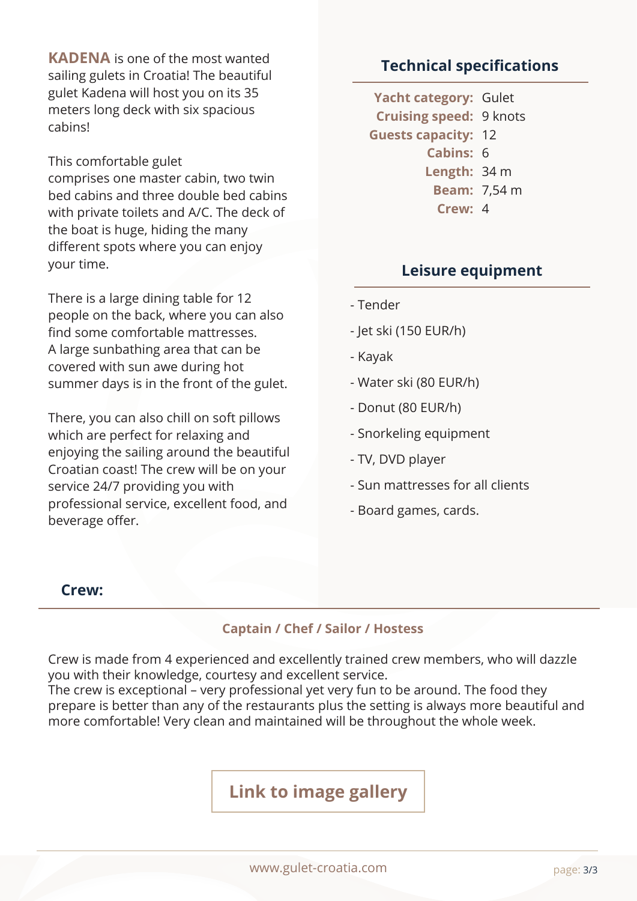**KADENA** is one of the most wanted sailing gulets in Croatia! The beautiful gulet Kadena will host you on its 35 meters long deck with six spacious cabins!

This comfortable gulet comprises one master cabin, two twin bed cabins and three double bed cabins with private toilets and A/C. The deck of the boat is huge, hiding the many different spots where you can enjoy your time.

There is a large dining table for 12 people on the back, where you can also find some comfortable mattresses. A large sunbathing area that can be covered with sun awe during hot summer days is in the front of the gulet.

There, you can also chill on soft pillows which are perfect for relaxing and enjoying the sailing around the beautiful Croatian coast! The crew will be on your service 24/7 providing you with professional service, excellent food, and beverage offer.

## Technical specifications

**Yacht category:** Gulet
**Cruising speed:** 9 knots
**Guests capacity:** 12
**Cabins:** 6
**Length:** 34 m
**Beam:** 7,54 m
**Crew:** 4

## Leisure equipment

- Tender
- Jet ski (150 EUR/h)
- Kayak
- Water ski (80 EUR/h)
- Donut (80 EUR/h)
- Snorkeling equipment
- TV, DVD player
- Sun mattresses for all clients
- Board games, cards.

## Crew:

**Captain / Chef / Sailor / Hostess**

Crew is made from 4 experienced and excellently trained crew members, who will dazzle you with their knowledge, courtesy and excellent service.
The crew is exceptional – very professional yet very fun to be around. The food they prepare is better than any of the restaurants plus the setting is always more beautiful and more comfortable! Very clean and maintained will be throughout the whole week.

**Link to image gallery**

www.gulet-croatia.com